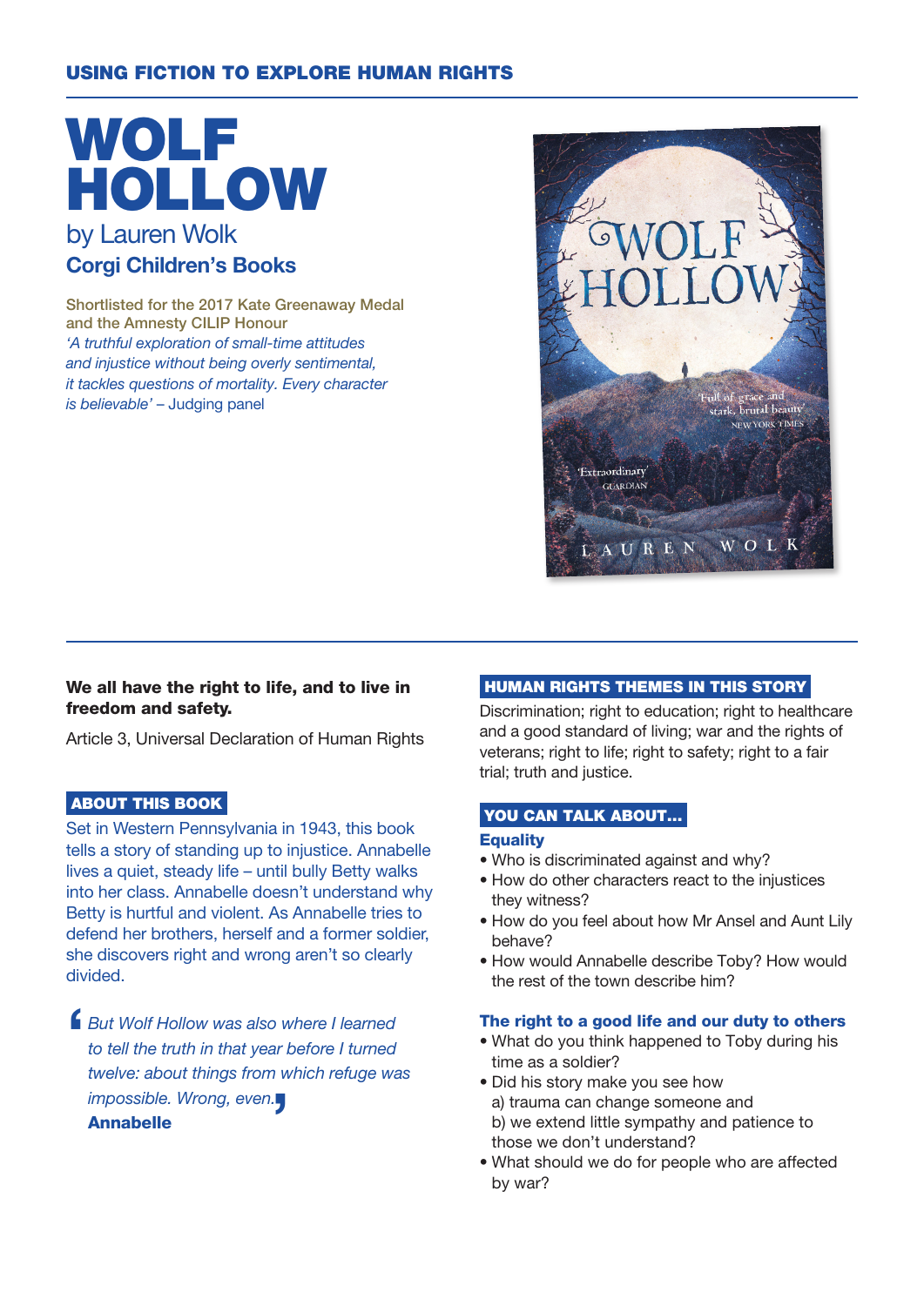USING FICTION TO EXPLORE HUMAN RIGHTS

# WOLF HOLLOW

by Lauren Wolk

**Corgi Children's Books**

Shortlisted for the 2017 Kate Greenaway Medal and the Amnesty CILIP Honour

*'A truthful exploration of small-time attitudes and injustice without being overly sentimental, it tackles questions of mortality. Every character is believable'* – Judging panel

**We all have the right to life, and to live in freedom and safety.**

Article 3, Universal Declaration of Human Rights

## ABOUT THIS BOOK

Set in Western Pennsylvania in 1943, this book tells a story of standing up to injustice. Annabelle lives a quiet, steady life – until bully Betty walks into her class. Annabelle doesn't understand why Betty is hurtful and violent. As Annabelle tries to defend her brothers, herself and a former soldier, she discovers right and wrong aren't so clearly divided.

> *But Wolf Hollow was also where I learned to tell the truth in that year before I turned twelve: about things from which refuge was impossible. Wrong, even.*
>
> **Annabelle**

## HUMAN RIGHTS THEMES IN THIS STORY

Discrimination; right to education; right to healthcare and a good standard of living; war and the rights of veterans; right to life; right to safety; right to a fair trial; truth and justice.

## YOU CAN TALK ABOUT...

### Equality

- Who is discriminated against and why?
- How do other characters react to the injustices they witness?
- How do you feel about how Mr Ansel and Aunt Lily behave?
- How would Annabelle describe Toby? How would the rest of the town describe him?

### The right to a good life and our duty to others

- What do you think happened to Toby during his time as a soldier?
- Did his story make you see how
  a) trauma can change someone and
  b) we extend little sympathy and patience to those we don't understand?
- What should we do for people who are affected by war?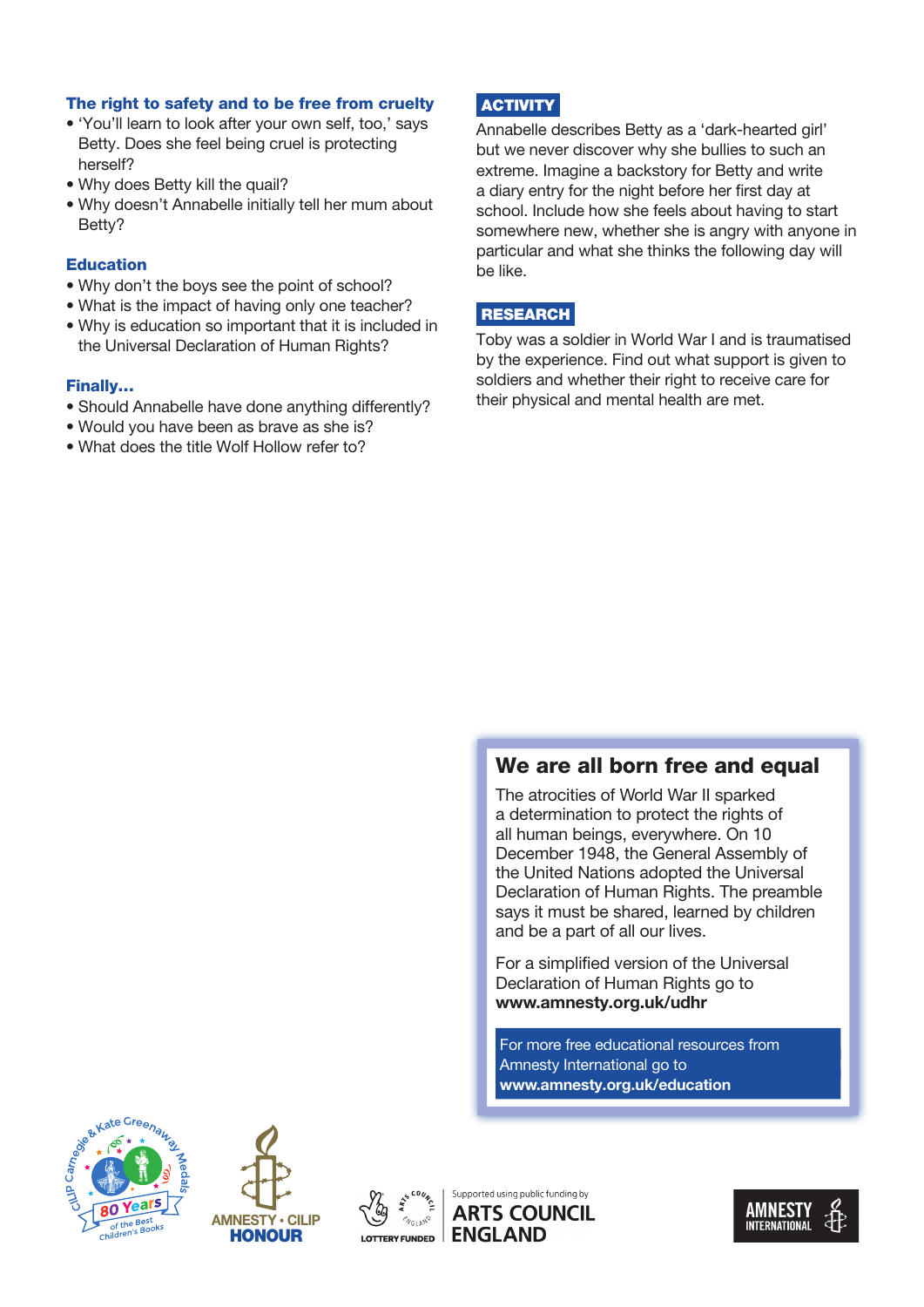### The right to safety and to be free from cruelty

- 'You'll learn to look after your own self, too,' says Betty. Does she feel being cruel is protecting herself?
- Why does Betty kill the quail?
- Why doesn't Annabelle initially tell her mum about Betty?

### Education

- Why don't the boys see the point of school?
- What is the impact of having only one teacher?
- Why is education so important that it is included in the Universal Declaration of Human Rights?

### Finally…

- Should Annabelle have done anything differently?
- Would you have been as brave as she is?
- What does the title Wolf Hollow refer to?

### ACTIVITY

Annabelle describes Betty as a 'dark-hearted girl' but we never discover why she bullies to such an extreme. Imagine a backstory for Betty and write a diary entry for the night before her first day at school. Include how she feels about having to start somewhere new, whether she is angry with anyone in particular and what she thinks the following day will be like.

### RESEARCH

Toby was a soldier in World War I and is traumatised by the experience. Find out what support is given to soldiers and whether their right to receive care for their physical and mental health are met.

## We are all born free and equal

The atrocities of World War II sparked a determination to protect the rights of all human beings, everywhere. On 10 December 1948, the General Assembly of the United Nations adopted the Universal Declaration of Human Rights. The preamble says it must be shared, learned by children and be a part of all our lives.

For a simplified version of the Universal Declaration of Human Rights go to **www.amnesty.org.uk/udhr**

For more free educational resources from Amnesty International go to **www.amnesty.org.uk/education**

CILIP Carnegie & Kate Greenaway Medals 80 Years of the Best Children's Books

AMNESTY • CILIP HONOUR

LOTTERY FUNDED

Supported using public funding by ARTS COUNCIL ENGLAND

AMNESTY INTERNATIONAL